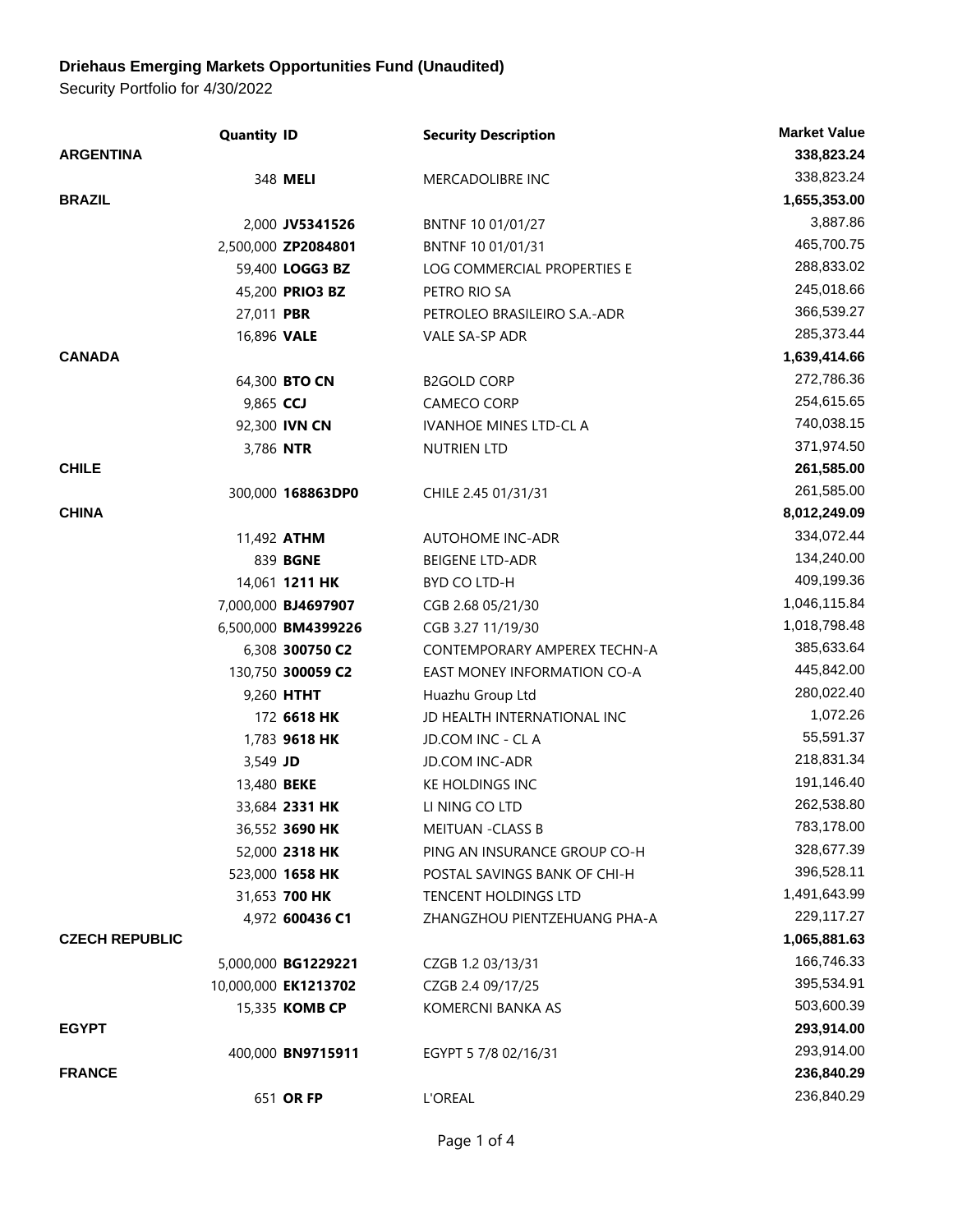**Driehaus Emerging Markets Opportunities Fund (Unaudited)**

Security Portfolio for 4/30/2022

| | Quantity | ID | Security Description | Market Value |
|---|---|---|---|---|
| **ARGENTINA** | | | | **338,823.24** |
| | 348 | **MELI** | MERCADOLIBRE INC | 338,823.24 |
| **BRAZIL** | | | | **1,655,353.00** |
| | 2,000 | **JV5341526** | BNTNF 10 01/01/27 | 3,887.86 |
| | 2,500,000 | **ZP2084801** | BNTNF 10 01/01/31 | 465,700.75 |
| | 59,400 | **LOGG3 BZ** | LOG COMMERCIAL PROPERTIES E | 288,833.02 |
| | 45,200 | **PRIO3 BZ** | PETRO RIO SA | 245,018.66 |
| | 27,011 | **PBR** | PETROLEO BRASILEIRO S.A.-ADR | 366,539.27 |
| | 16,896 | **VALE** | VALE SA-SP ADR | 285,373.44 |
| **CANADA** | | | | **1,639,414.66** |
| | 64,300 | **BTO CN** | B2GOLD CORP | 272,786.36 |
| | 9,865 | **CCJ** | CAMECO CORP | 254,615.65 |
| | 92,300 | **IVN CN** | IVANHOE MINES LTD-CL A | 740,038.15 |
| | 3,786 | **NTR** | NUTRIEN LTD | 371,974.50 |
| **CHILE** | | | | **261,585.00** |
| | 300,000 | **168863DP0** | CHILE 2.45 01/31/31 | 261,585.00 |
| **CHINA** | | | | **8,012,249.09** |
| | 11,492 | **ATHM** | AUTOHOME INC-ADR | 334,072.44 |
| | 839 | **BGNE** | BEIGENE LTD-ADR | 134,240.00 |
| | 14,061 | **1211 HK** | BYD CO LTD-H | 409,199.36 |
| | 7,000,000 | **BJ4697907** | CGB 2.68 05/21/30 | 1,046,115.84 |
| | 6,500,000 | **BM4399226** | CGB 3.27 11/19/30 | 1,018,798.48 |
| | 6,308 | **300750 C2** | CONTEMPORARY AMPEREX TECHN-A | 385,633.64 |
| | 130,750 | **300059 C2** | EAST MONEY INFORMATION CO-A | 445,842.00 |
| | 9,260 | **HTHT** | Huazhu Group Ltd | 280,022.40 |
| | 172 | **6618 HK** | JD HEALTH INTERNATIONAL INC | 1,072.26 |
| | 1,783 | **9618 HK** | JD.COM INC - CL A | 55,591.37 |
| | 3,549 | **JD** | JD.COM INC-ADR | 218,831.34 |
| | 13,480 | **BEKE** | KE HOLDINGS INC | 191,146.40 |
| | 33,684 | **2331 HK** | LI NING CO LTD | 262,538.80 |
| | 36,552 | **3690 HK** | MEITUAN -CLASS B | 783,178.00 |
| | 52,000 | **2318 HK** | PING AN INSURANCE GROUP CO-H | 328,677.39 |
| | 523,000 | **1658 HK** | POSTAL SAVINGS BANK OF CHI-H | 396,528.11 |
| | 31,653 | **700 HK** | TENCENT HOLDINGS LTD | 1,491,643.99 |
| | 4,972 | **600436 C1** | ZHANGZHOU PIENTZEHUANG PHA-A | 229,117.27 |
| **CZECH REPUBLIC** | | | | **1,065,881.63** |
| | 5,000,000 | **BG1229221** | CZGB 1.2 03/13/31 | 166,746.33 |
| | 10,000,000 | **EK1213702** | CZGB 2.4 09/17/25 | 395,534.91 |
| | 15,335 | **KOMB CP** | KOMERCNI BANKA AS | 503,600.39 |
| **EGYPT** | | | | **293,914.00** |
| | 400,000 | **BN9715911** | EGYPT 5 7/8 02/16/31 | 293,914.00 |
| **FRANCE** | | | | **236,840.29** |
| | 651 | **OR FP** | L'OREAL | 236,840.29 |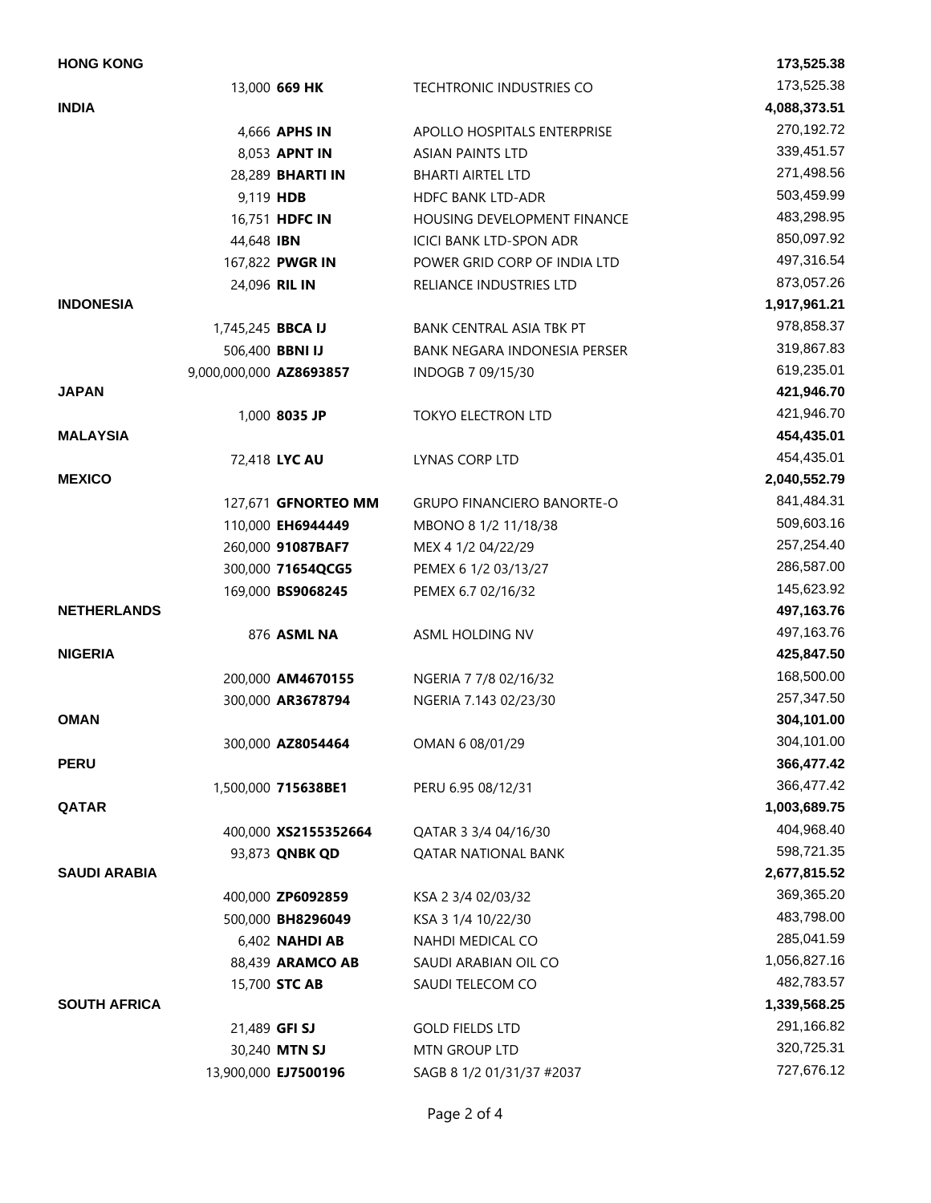| Country | Quantity | Ticker | Description | Value |
|---|---|---|---|---|
| **HONG KONG** | | | | **173,525.38** |
| | 13,000 | **669 HK** | TECHTRONIC INDUSTRIES CO | 173,525.38 |
| **INDIA** | | | | **4,088,373.51** |
| | 4,666 | **APHS IN** | APOLLO HOSPITALS ENTERPRISE | 270,192.72 |
| | 8,053 | **APNT IN** | ASIAN PAINTS LTD | 339,451.57 |
| | 28,289 | **BHARTI IN** | BHARTI AIRTEL LTD | 271,498.56 |
| | 9,119 | **HDB** | HDFC BANK LTD-ADR | 503,459.99 |
| | 16,751 | **HDFC IN** | HOUSING DEVELOPMENT FINANCE | 483,298.95 |
| | 44,648 | **IBN** | ICICI BANK LTD-SPON ADR | 850,097.92 |
| | 167,822 | **PWGR IN** | POWER GRID CORP OF INDIA LTD | 497,316.54 |
| | 24,096 | **RIL IN** | RELIANCE INDUSTRIES LTD | 873,057.26 |
| **INDONESIA** | | | | **1,917,961.21** |
| | 1,745,245 | **BBCA IJ** | BANK CENTRAL ASIA TBK PT | 978,858.37 |
| | 506,400 | **BBNI IJ** | BANK NEGARA INDONESIA PERSER | 319,867.83 |
| | 9,000,000,000 | **AZ8693857** | INDOGB 7 09/15/30 | 619,235.01 |
| **JAPAN** | | | | **421,946.70** |
| | 1,000 | **8035 JP** | TOKYO ELECTRON LTD | 421,946.70 |
| **MALAYSIA** | | | | **454,435.01** |
| | 72,418 | **LYC AU** | LYNAS CORP LTD | 454,435.01 |
| **MEXICO** | | | | **2,040,552.79** |
| | 127,671 | **GFNORTEO MM** | GRUPO FINANCIERO BANORTE-O | 841,484.31 |
| | 110,000 | **EH6944449** | MBONO 8 1/2 11/18/38 | 509,603.16 |
| | 260,000 | **91087BAF7** | MEX 4 1/2 04/22/29 | 257,254.40 |
| | 300,000 | **71654QCG5** | PEMEX 6 1/2 03/13/27 | 286,587.00 |
| | 169,000 | **BS9068245** | PEMEX 6.7 02/16/32 | 145,623.92 |
| **NETHERLANDS** | | | | **497,163.76** |
| | 876 | **ASML NA** | ASML HOLDING NV | 497,163.76 |
| **NIGERIA** | | | | **425,847.50** |
| | 200,000 | **AM4670155** | NGERIA 7 7/8 02/16/32 | 168,500.00 |
| | 300,000 | **AR3678794** | NGERIA 7.143 02/23/30 | 257,347.50 |
| **OMAN** | | | | **304,101.00** |
| | 300,000 | **AZ8054464** | OMAN 6 08/01/29 | 304,101.00 |
| **PERU** | | | | **366,477.42** |
| | 1,500,000 | **715638BE1** | PERU 6.95 08/12/31 | 366,477.42 |
| **QATAR** | | | | **1,003,689.75** |
| | 400,000 | **XS2155352664** | QATAR 3 3/4 04/16/30 | 404,968.40 |
| | 93,873 | **QNBK QD** | QATAR NATIONAL BANK | 598,721.35 |
| **SAUDI ARABIA** | | | | **2,677,815.52** |
| | 400,000 | **ZP6092859** | KSA 2 3/4 02/03/32 | 369,365.20 |
| | 500,000 | **BH8296049** | KSA 3 1/4 10/22/30 | 483,798.00 |
| | 6,402 | **NAHDI AB** | NAHDI MEDICAL CO | 285,041.59 |
| | 88,439 | **ARAMCO AB** | SAUDI ARABIAN OIL CO | 1,056,827.16 |
| | 15,700 | **STC AB** | SAUDI TELECOM CO | 482,783.57 |
| **SOUTH AFRICA** | | | | **1,339,568.25** |
| | 21,489 | **GFI SJ** | GOLD FIELDS LTD | 291,166.82 |
| | 30,240 | **MTN SJ** | MTN GROUP LTD | 320,725.31 |
| | 13,900,000 | **EJ7500196** | SAGB 8 1/2 01/31/37 #2037 | 727,676.12 |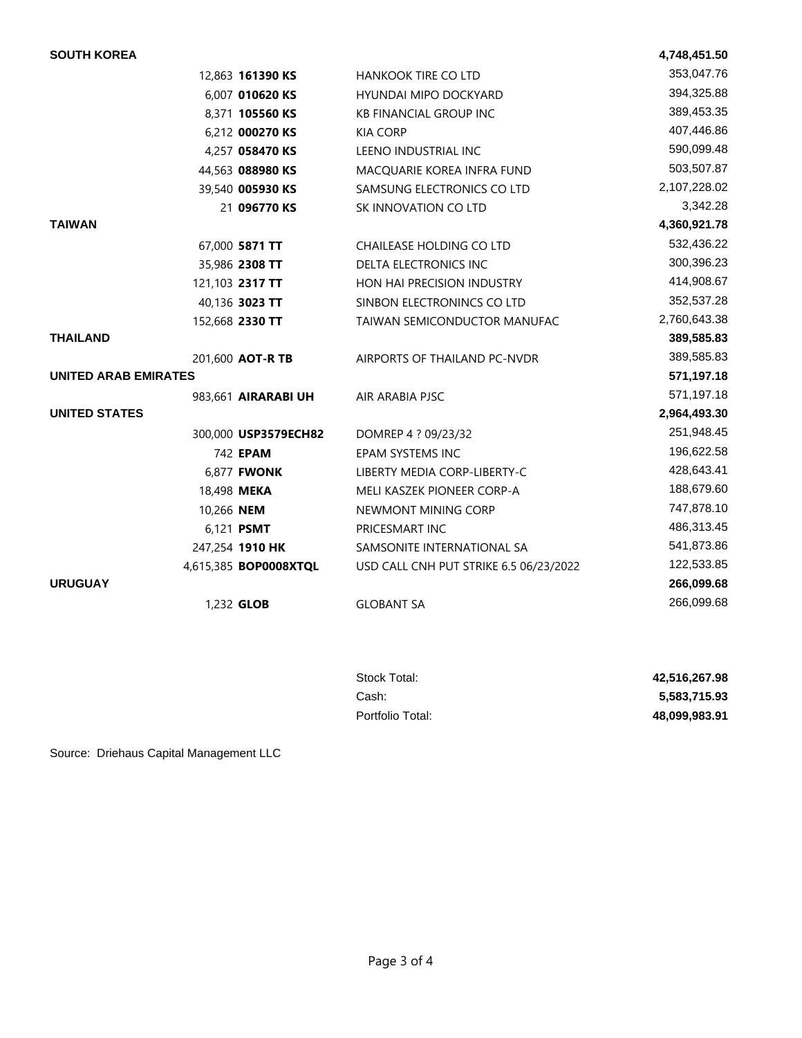| | | | |
|---|---|---|---|
| **SOUTH KOREA** | | | **4,748,451.50** |
| 12,863 | **161390 KS** | HANKOOK TIRE CO LTD | 353,047.76 |
| 6,007 | **010620 KS** | HYUNDAI MIPO DOCKYARD | 394,325.88 |
| 8,371 | **105560 KS** | KB FINANCIAL GROUP INC | 389,453.35 |
| 6,212 | **000270 KS** | KIA CORP | 407,446.86 |
| 4,257 | **058470 KS** | LEENO INDUSTRIAL INC | 590,099.48 |
| 44,563 | **088980 KS** | MACQUARIE KOREA INFRA FUND | 503,507.87 |
| 39,540 | **005930 KS** | SAMSUNG ELECTRONICS CO LTD | 2,107,228.02 |
| 21 | **096770 KS** | SK INNOVATION CO LTD | 3,342.28 |
| **TAIWAN** | | | **4,360,921.78** |
| 67,000 | **5871 TT** | CHAILEASE HOLDING CO LTD | 532,436.22 |
| 35,986 | **2308 TT** | DELTA ELECTRONICS INC | 300,396.23 |
| 121,103 | **2317 TT** | HON HAI PRECISION INDUSTRY | 414,908.67 |
| 40,136 | **3023 TT** | SINBON ELECTRONINCS CO LTD | 352,537.28 |
| 152,668 | **2330 TT** | TAIWAN SEMICONDUCTOR MANUFAC | 2,760,643.38 |
| **THAILAND** | | | **389,585.83** |
| 201,600 | **AOT-R TB** | AIRPORTS OF THAILAND PC-NVDR | 389,585.83 |
| **UNITED ARAB EMIRATES** | | | **571,197.18** |
| 983,661 | **AIRARABI UH** | AIR ARABIA PJSC | 571,197.18 |
| **UNITED STATES** | | | **2,964,493.30** |
| 300,000 | **USP3579ECH82** | DOMREP 4 ? 09/23/32 | 251,948.45 |
| 742 | **EPAM** | EPAM SYSTEMS INC | 196,622.58 |
| 6,877 | **FWONK** | LIBERTY MEDIA CORP-LIBERTY-C | 428,643.41 |
| 18,498 | **MEKA** | MELI KASZEK PIONEER CORP-A | 188,679.60 |
| 10,266 | **NEM** | NEWMONT MINING CORP | 747,878.10 |
| 6,121 | **PSMT** | PRICESMART INC | 486,313.45 |
| 247,254 | **1910 HK** | SAMSONITE INTERNATIONAL SA | 541,873.86 |
| 4,615,385 | **BOP0008XTQL** | USD CALL CNH PUT STRIKE 6.5 06/23/2022 | 122,533.85 |
| **URUGUAY** | | | **266,099.68** |
| 1,232 | **GLOB** | GLOBANT SA | 266,099.68 |

| | |
|---|---|
| Stock Total: | **42,516,267.98** |
| Cash: | **5,583,715.93** |
| Portfolio Total: | **48,099,983.91** |

Source: Driehaus Capital Management LLC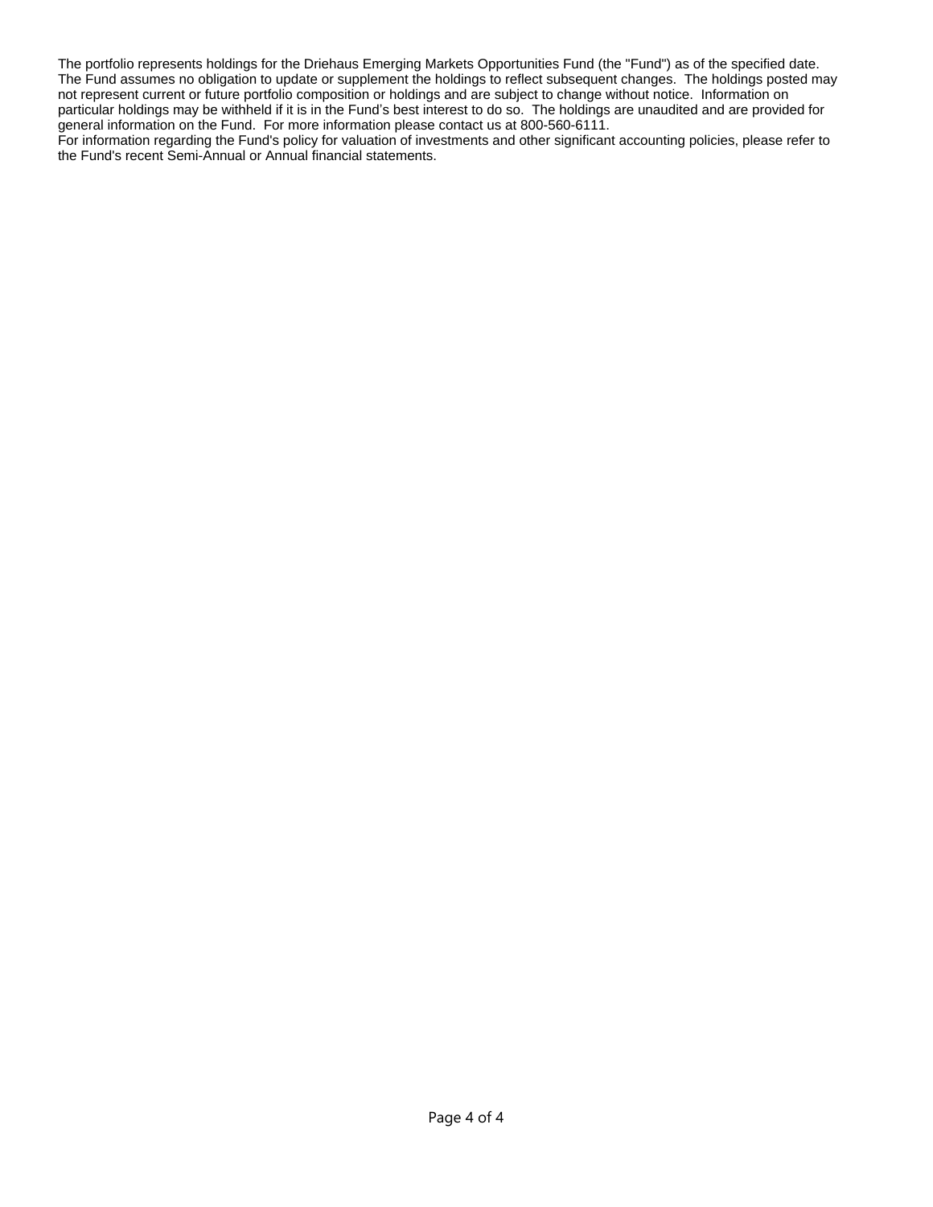The portfolio represents holdings for the Driehaus Emerging Markets Opportunities Fund (the "Fund") as of the specified date. The Fund assumes no obligation to update or supplement the holdings to reflect subsequent changes. The holdings posted may not represent current or future portfolio composition or holdings and are subject to change without notice. Information on particular holdings may be withheld if it is in the Fund's best interest to do so. The holdings are unaudited and are provided for general information on the Fund. For more information please contact us at 800-560-6111.
For information regarding the Fund's policy for valuation of investments and other significant accounting policies, please refer to the Fund's recent Semi-Annual or Annual financial statements.